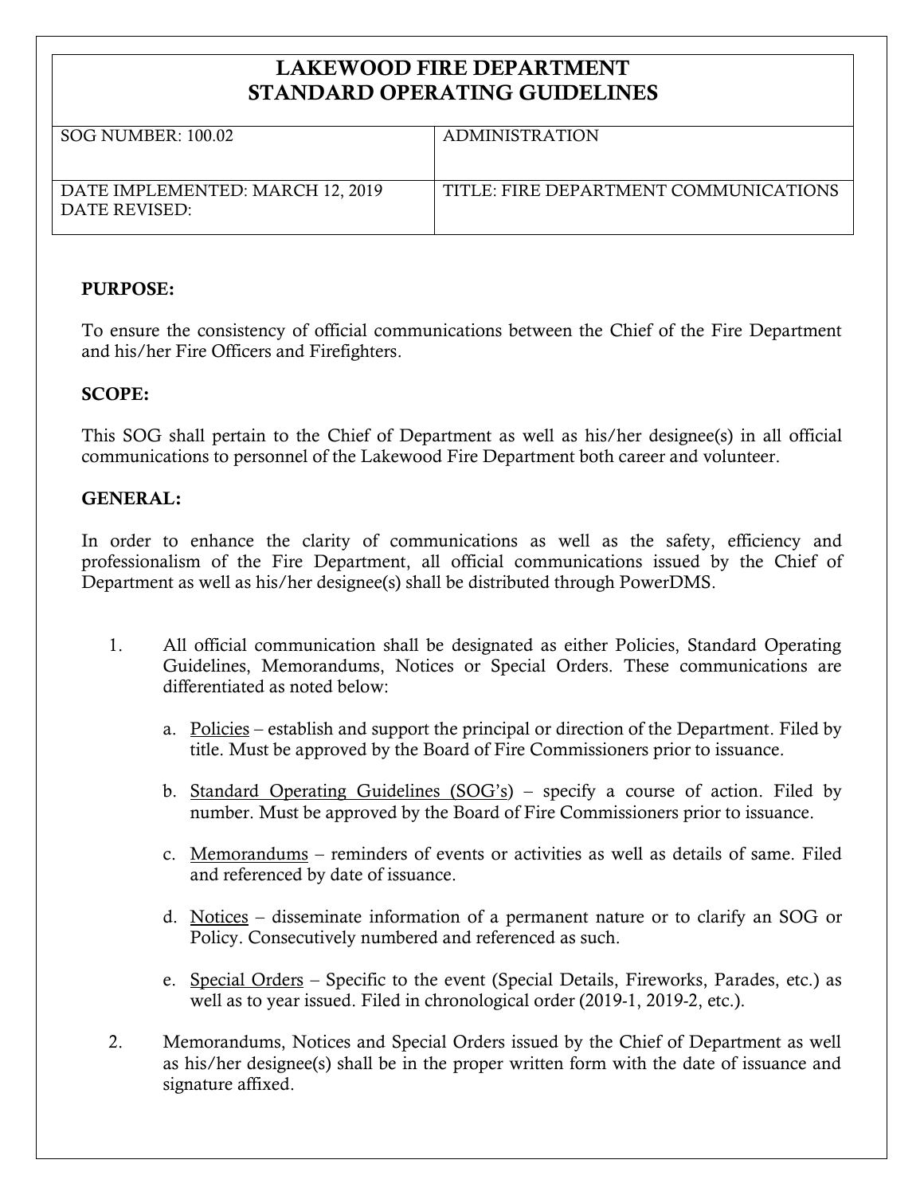# LAKEWOOD FIRE DEPARTMENT
# STANDARD OPERATING GUIDELINES

| | |
|---|---|
| SOG NUMBER: 100.02 | ADMINISTRATION |
| DATE IMPLEMENTED: MARCH 12, 2019<br>DATE REVISED: | TITLE: FIRE DEPARTMENT COMMUNICATIONS |

**PURPOSE:**

To ensure the consistency of official communications between the Chief of the Fire Department and his/her Fire Officers and Firefighters.

**SCOPE:**

This SOG shall pertain to the Chief of Department as well as his/her designee(s) in all official communications to personnel of the Lakewood Fire Department both career and volunteer.

**GENERAL:**

In order to enhance the clarity of communications as well as the safety, efficiency and professionalism of the Fire Department, all official communications issued by the Chief of Department as well as his/her designee(s) shall be distributed through PowerDMS.

1. All official communication shall be designated as either Policies, Standard Operating Guidelines, Memorandums, Notices or Special Orders. These communications are differentiated as noted below:

   a. <u>Policies</u> – establish and support the principal or direction of the Department. Filed by title. Must be approved by the Board of Fire Commissioners prior to issuance.

   b. <u>Standard Operating Guidelines (SOG's)</u> – specify a course of action. Filed by number. Must be approved by the Board of Fire Commissioners prior to issuance.

   c. <u>Memorandums</u> – reminders of events or activities as well as details of same. Filed and referenced by date of issuance.

   d. <u>Notices</u> – disseminate information of a permanent nature or to clarify an SOG or Policy. Consecutively numbered and referenced as such.

   e. <u>Special Orders</u> – Specific to the event (Special Details, Fireworks, Parades, etc.) as well as to year issued. Filed in chronological order (2019-1, 2019-2, etc.).

2. Memorandums, Notices and Special Orders issued by the Chief of Department as well as his/her designee(s) shall be in the proper written form with the date of issuance and signature affixed.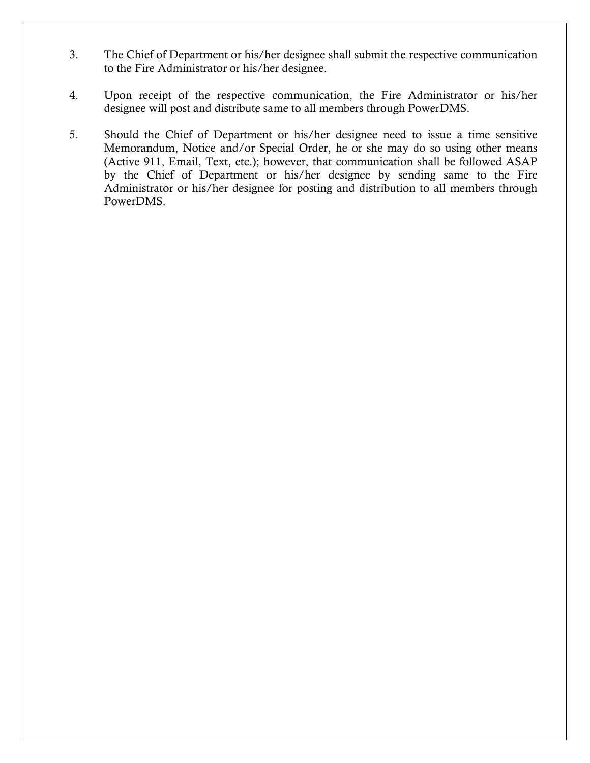3. The Chief of Department or his/her designee shall submit the respective communication to the Fire Administrator or his/her designee.

4. Upon receipt of the respective communication, the Fire Administrator or his/her designee will post and distribute same to all members through PowerDMS.

5. Should the Chief of Department or his/her designee need to issue a time sensitive Memorandum, Notice and/or Special Order, he or she may do so using other means (Active 911, Email, Text, etc.); however, that communication shall be followed ASAP by the Chief of Department or his/her designee by sending same to the Fire Administrator or his/her designee for posting and distribution to all members through PowerDMS.